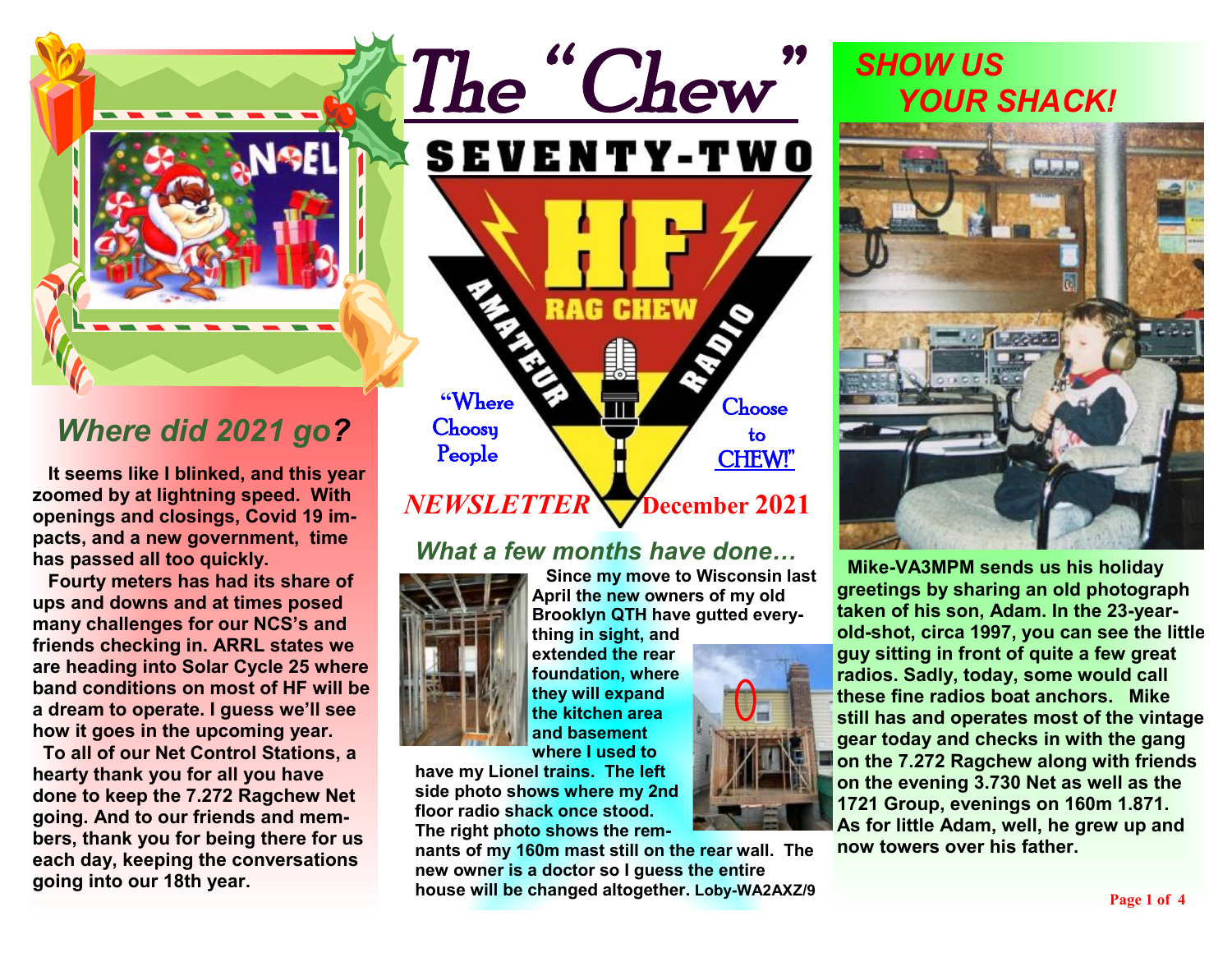# The "Chew"

## SEVENTY-TWO HF RAG CHEW AMATEUR RADIO

"Where Choosy People Choose to CHEW!"

***NEWSLETTER*** **December 2021**

## *Where did 2021 go?*

**It seems like I blinked, and this year zoomed by at lightning speed. With openings and closings, Covid 19 impacts, and a new government, time has passed all too quickly.**

**Fourty meters has had its share of ups and downs and at times posed many challenges for our NCS's and friends checking in. ARRL states we are heading into Solar Cycle 25 where band conditions on most of HF will be a dream to operate. I guess we'll see how it goes in the upcoming year.**

**To all of our Net Control Stations, a hearty thank you for all you have done to keep the 7.272 Ragchew Net going. And to our friends and members, thank you for being there for us each day, keeping the conversations going into our 18th year.**

## *What a few months have done…*

**Since my move to Wisconsin last April the new owners of my old Brooklyn QTH have gutted everything in sight, and extended the rear foundation, where they will expand the kitchen area and basement where I used to have my Lionel trains. The left side photo shows where my 2nd floor radio shack once stood. The right photo shows the remnants of my 160m mast still on the rear wall. The new owner is a doctor so I guess the entire house will be changed altogether. Loby-WA2AXZ/9**

## *SHOW US YOUR SHACK!*

**Mike-VA3MPM sends us his holiday greetings by sharing an old photograph taken of his son, Adam. In the 23-year-old-shot, circa 1997, you can see the little guy sitting in front of quite a few great radios. Sadly, today, some would call these fine radios boat anchors. Mike still has and operates most of the vintage gear today and checks in with the gang on the 7.272 Ragchew along with friends on the evening 3.730 Net as well as the 1721 Group, evenings on 160m 1.871. As for little Adam, well, he grew up and now towers over his father.**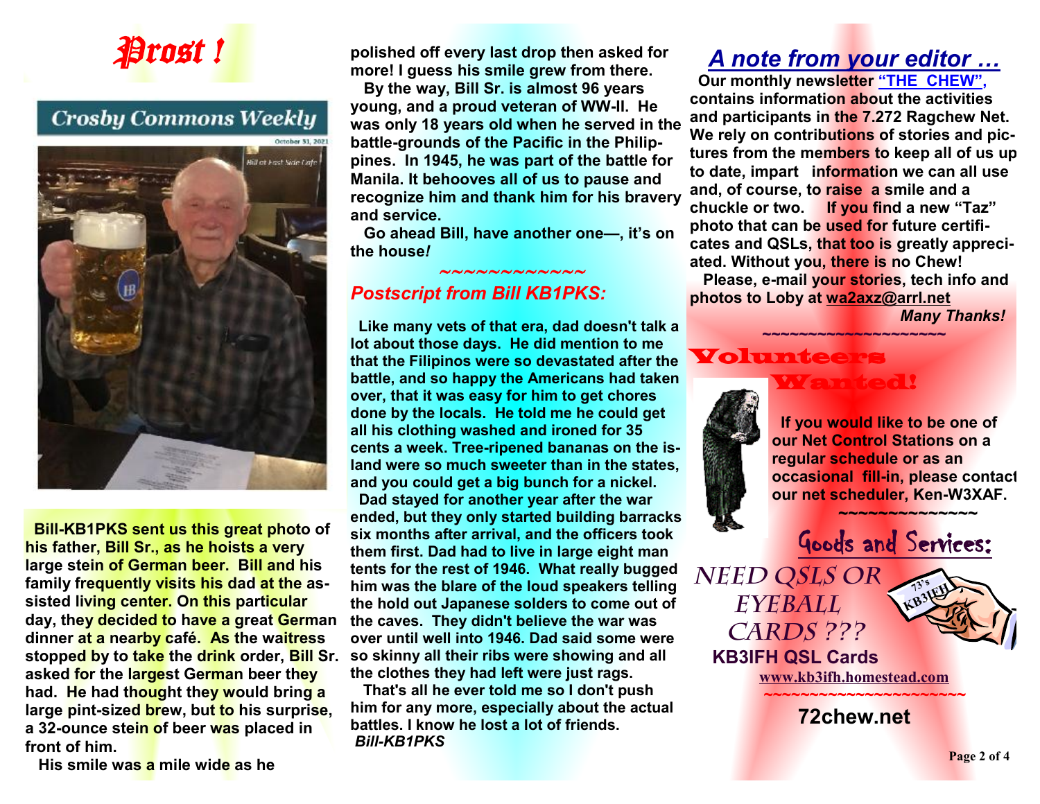# Prost !

Crosby Commons Weekly

October 31, 2021

Bill at East Side Cafe

Bill-KB1PKS sent us this great photo of his father, Bill Sr., as he hoists a very large stein of German beer. Bill and his family frequently visits his dad at the assisted living center. On this particular day, they decided to have a great German dinner at a nearby café. As the waitress stopped by to take the drink order, Bill Sr. asked for the largest German beer they had. He had thought they would bring a large pint-sized brew, but to his surprise, a 32-ounce stein of beer was placed in front of him.

His smile was a mile wide as he polished off every last drop then asked for more! I guess his smile grew from there.

By the way, Bill Sr. is almost 96 years young, and a proud veteran of WW-II. He was only 18 years old when he served in the battle-grounds of the Pacific in the Philippines. In 1945, he was part of the battle for Manila. It behooves all of us to pause and recognize him and thank him for his bravery and service.

Go ahead Bill, have another one—, it's on the house*!*

~~~~~~~~~~~~~

## *Postscript from Bill KB1PKS:*

Like many vets of that era, dad doesn't talk a lot about those days. He did mention to me that the Filipinos were so devastated after the battle, and so happy the Americans had taken over, that it was easy for him to get chores done by the locals. He told me he could get all his clothing washed and ironed for 35 cents a week. Tree-ripened bananas on the island were so much sweeter than in the states, and you could get a big bunch for a nickel.

Dad stayed for another year after the war ended, but they only started building barracks six months after arrival, and the officers took them first. Dad had to live in large eight man tents for the rest of 1946. What really bugged him was the blare of the loud speakers telling the hold out Japanese solders to come out of the caves. They didn't believe the war was over until well into 1946. Dad said some were so skinny all their ribs were showing and all the clothes they had left were just rags.

That's all he ever told me so I don't push him for any more, especially about the actual battles. I know he lost a lot of friends.

*Bill-KB1PKS*

## *A note from your editor …*

Our monthly newsletter **"THE CHEW"**, contains information about the activities and participants in the 7.272 Ragchew Net. We rely on contributions of stories and pictures from the members to keep all of us up to date, impart information we can all use and, of course, to raise a smile and a chuckle or two. If you find a new "Taz" photo that can be used for future certificates and QSLs, that too is greatly appreciated. Without you, there is no Chew!

Please, e-mail your stories, tech info and photos to Loby at wa2axz@arrl.net

*Many Thanks!*

~~~~~~~~~~~~~~~~~~~~

## Volunteers Wanted!

If you would like to be one of our Net Control Stations on a regular schedule or as an occasional fill-in, please contact our net scheduler, Ken-W3XAF.

~~~~~~~~~~~~~~

## Goods and Services:

NEED QSLS OR EYEBALL CARDS ???

73's KB3IFH

**KB3IFH QSL Cards**

www.kb3ifh.homestead.com

~~~~~~~~~~~~~~~~~~~~~~

**72chew.net**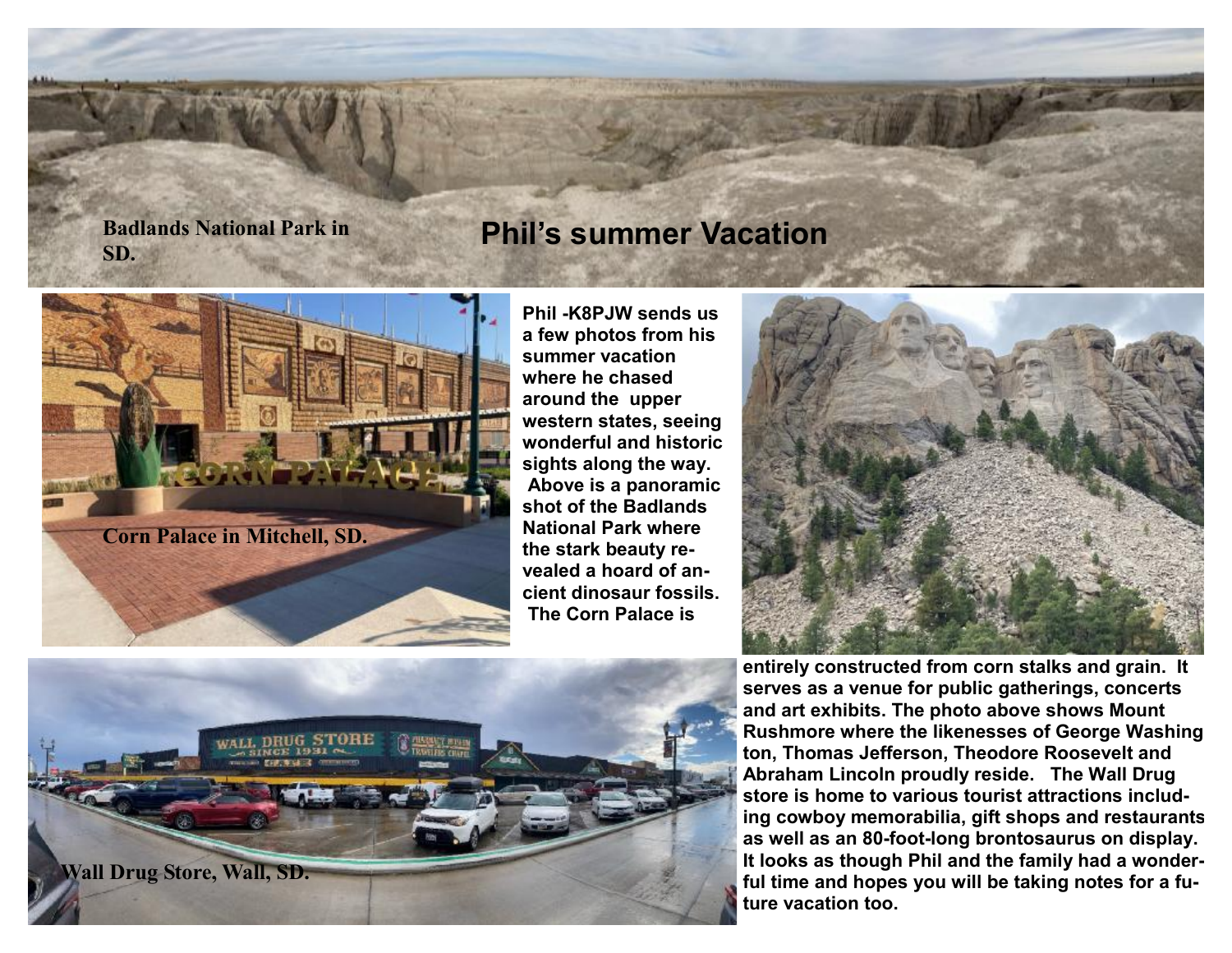# Phil's summer Vacation

Badlands National Park in SD.

Phil -K8PJW sends us a few photos from his summer vacation where he chased around the upper western states, seeing wonderful and historic sights along the way. Above is a panoramic shot of the Badlands National Park where the stark beauty revealed a hoard of ancient dinosaur fossils. The Corn Palace is entirely constructed from corn stalks and grain. It serves as a venue for public gatherings, concerts and art exhibits. The photo above shows Mount Rushmore where the likenesses of George Washington, Thomas Jefferson, Theodore Roosevelt and Abraham Lincoln proudly reside. The Wall Drug store is home to various tourist attractions including cowboy memorabilia, gift shops and restaurants as well as an 80-foot-long brontosaurus on display. It looks as though Phil and the family had a wonderful time and hopes you will be taking notes for a future vacation too.

Corn Palace in Mitchell, SD.

Wall Drug Store, Wall, SD.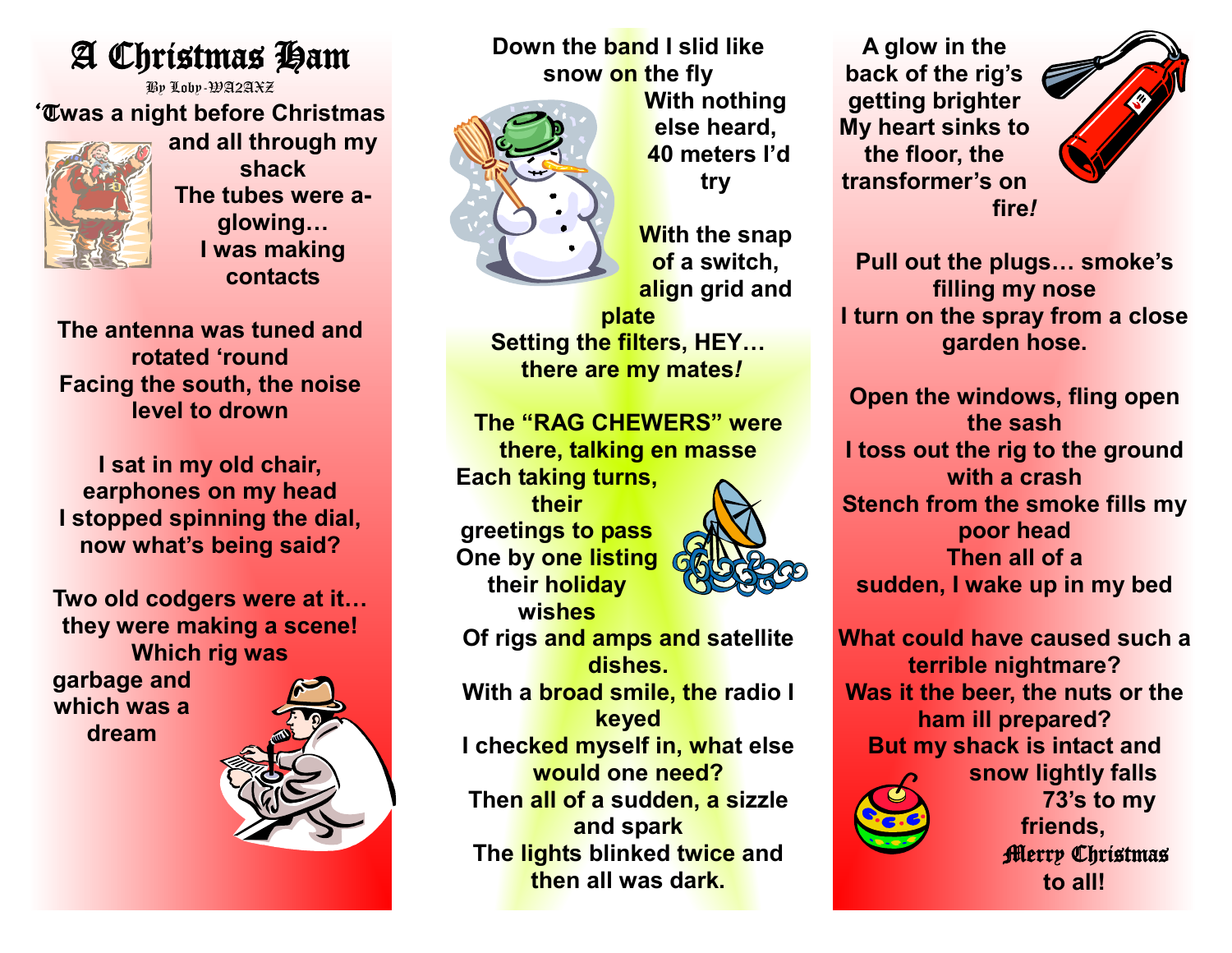# A Christmas Ham

By Loby-WA2AXZ

'Twas a night before Christmas and all through my shack
The tubes were a-glowing…
I was making contacts

The antenna was tuned and rotated 'round
Facing the south, the noise level to drown

I sat in my old chair, earphones on my head
I stopped spinning the dial, now what's being said?

Two old codgers were at it… they were making a scene!
Which rig was garbage and which was a dream

Down the band I slid like snow on the fly
With nothing else heard, 40 meters I'd try

With the snap of a switch, align grid and plate
Setting the filters, HEY… there are my mates*!*

The "RAG CHEWERS" were there, talking en masse
Each taking turns, their greetings to pass
One by one listing their holiday wishes
Of rigs and amps and satellite dishes.
With a broad smile, the radio I keyed
I checked myself in, what else would one need?
Then all of a sudden, a sizzle and spark
The lights blinked twice and then all was dark.

A glow in the back of the rig's getting brighter
My heart sinks to the floor, the transformer's on fire*!*

Pull out the plugs… smoke's filling my nose
I turn on the spray from a close garden hose.

Open the windows, fling open the sash
I toss out the rig to the ground with a crash
Stench from the smoke fills my poor head
Then all of a sudden, I wake up in my bed

What could have caused such a terrible nightmare?
Was it the beer, the nuts or the ham ill prepared?
But my shack is intact and snow lightly falls
73's to my friends,
Merry Christmas
to all!